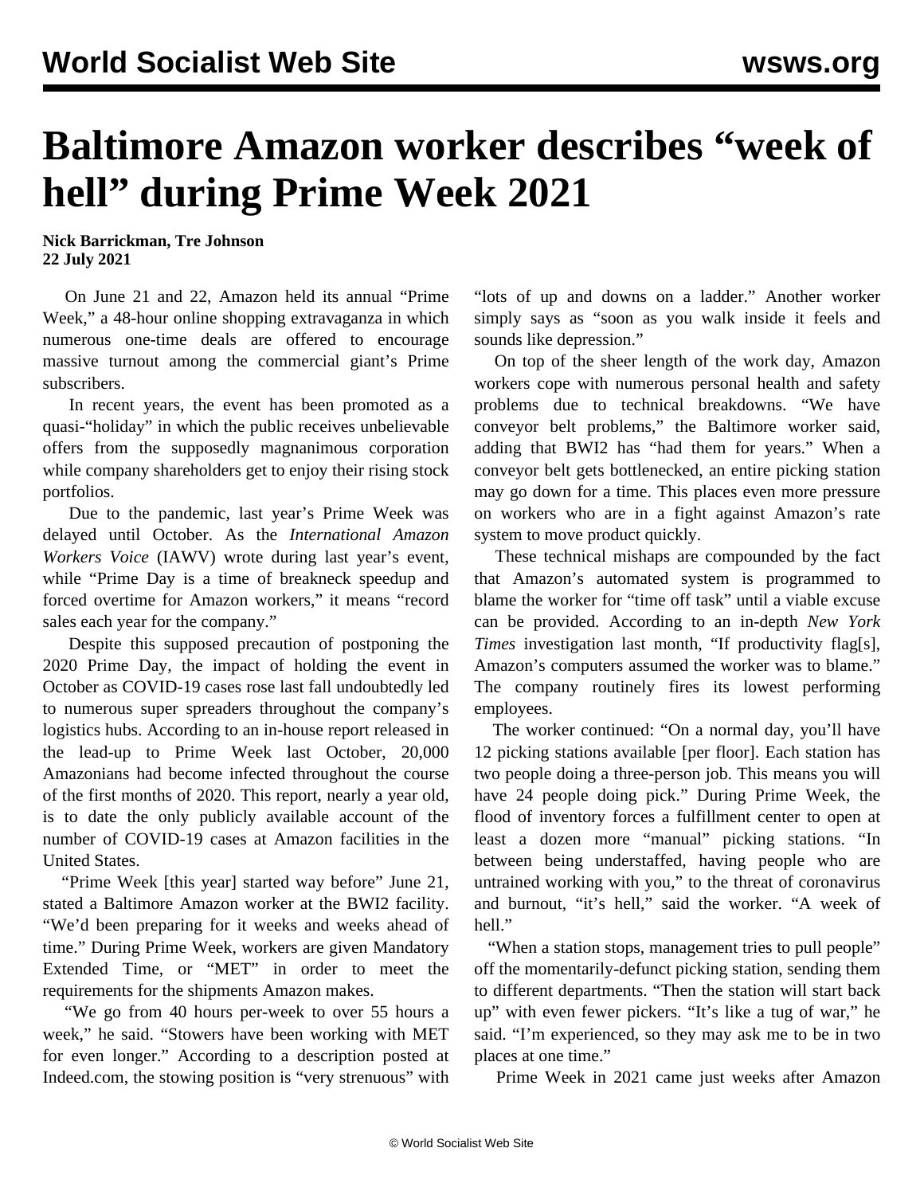# Baltimore Amazon worker describes "week of hell" during Prime Week 2021

**Nick Barrickman, Tre Johnson**
**22 July 2021**

On June 21 and 22, Amazon held its annual "Prime Week," a 48-hour online shopping extravaganza in which numerous one-time deals are offered to encourage massive turnout among the commercial giant's Prime subscribers.

In recent years, the event has been promoted as a quasi-"holiday" in which the public receives unbelievable offers from the supposedly magnanimous corporation while company shareholders get to enjoy their rising stock portfolios.

Due to the pandemic, last year's Prime Week was delayed until October. As the *International Amazon Workers Voice* (IAWV) wrote during last year's event, while "Prime Day is a time of breakneck speedup and forced overtime for Amazon workers," it means "record sales each year for the company."

Despite this supposed precaution of postponing the 2020 Prime Day, the impact of holding the event in October as COVID-19 cases rose last fall undoubtedly led to numerous super spreaders throughout the company's logistics hubs. According to an in-house report released in the lead-up to Prime Week last October, 20,000 Amazonians had become infected throughout the course of the first months of 2020. This report, nearly a year old, is to date the only publicly available account of the number of COVID-19 cases at Amazon facilities in the United States.

"Prime Week [this year] started way before" June 21, stated a Baltimore Amazon worker at the BWI2 facility. "We'd been preparing for it weeks and weeks ahead of time." During Prime Week, workers are given Mandatory Extended Time, or "MET" in order to meet the requirements for the shipments Amazon makes.

"We go from 40 hours per-week to over 55 hours a week," he said. "Stowers have been working with MET for even longer." According to a description posted at Indeed.com, the stowing position is "very strenuous" with "lots of up and downs on a ladder." Another worker simply says as "soon as you walk inside it feels and sounds like depression."

On top of the sheer length of the work day, Amazon workers cope with numerous personal health and safety problems due to technical breakdowns. "We have conveyor belt problems," the Baltimore worker said, adding that BWI2 has "had them for years." When a conveyor belt gets bottlenecked, an entire picking station may go down for a time. This places even more pressure on workers who are in a fight against Amazon's rate system to move product quickly.

These technical mishaps are compounded by the fact that Amazon's automated system is programmed to blame the worker for "time off task" until a viable excuse can be provided. According to an in-depth *New York Times* investigation last month, "If productivity flag[s], Amazon's computers assumed the worker was to blame." The company routinely fires its lowest performing employees.

The worker continued: "On a normal day, you'll have 12 picking stations available [per floor]. Each station has two people doing a three-person job. This means you will have 24 people doing pick." During Prime Week, the flood of inventory forces a fulfillment center to open at least a dozen more "manual" picking stations. "In between being understaffed, having people who are untrained working with you," to the threat of coronavirus and burnout, "it's hell," said the worker. "A week of hell."

"When a station stops, management tries to pull people" off the momentarily-defunct picking station, sending them to different departments. "Then the station will start back up" with even fewer pickers. "It's like a tug of war," he said. "I'm experienced, so they may ask me to be in two places at one time."

Prime Week in 2021 came just weeks after Amazon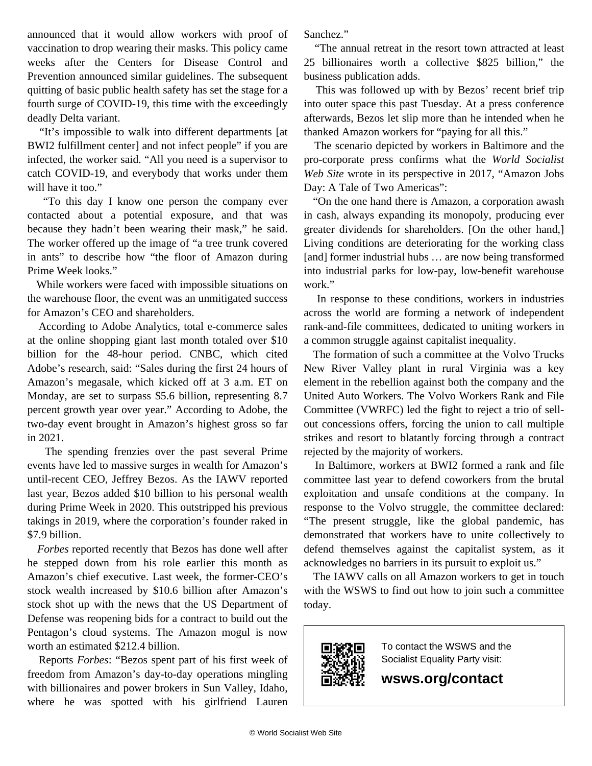announced that it would allow workers with proof of vaccination to drop wearing their masks. This policy came weeks after the Centers for Disease Control and Prevention announced similar guidelines. The subsequent quitting of basic public health safety has set the stage for a fourth surge of COVID-19, this time with the exceedingly deadly Delta variant.

"It's impossible to walk into different departments [at BWI2 fulfillment center] and not infect people" if you are infected, the worker said. "All you need is a supervisor to catch COVID-19, and everybody that works under them will have it too."

"To this day I know one person the company ever contacted about a potential exposure, and that was because they hadn't been wearing their mask," he said. The worker offered up the image of "a tree trunk covered in ants" to describe how "the floor of Amazon during Prime Week looks."

While workers were faced with impossible situations on the warehouse floor, the event was an unmitigated success for Amazon's CEO and shareholders.

According to Adobe Analytics, total e-commerce sales at the online shopping giant last month totaled over $10 billion for the 48-hour period. CNBC, which cited Adobe's research, said: "Sales during the first 24 hours of Amazon's megasale, which kicked off at 3 a.m. ET on Monday, are set to surpass $5.6 billion, representing 8.7 percent growth year over year." According to Adobe, the two-day event brought in Amazon's highest gross so far in 2021.

The spending frenzies over the past several Prime events have led to massive surges in wealth for Amazon's until-recent CEO, Jeffrey Bezos. As the IAWV reported last year, Bezos added $10 billion to his personal wealth during Prime Week in 2020. This outstripped his previous takings in 2019, where the corporation's founder raked in $7.9 billion.

*Forbes* reported recently that Bezos has done well after he stepped down from his role earlier this month as Amazon's chief executive. Last week, the former-CEO's stock wealth increased by $10.6 billion after Amazon's stock shot up with the news that the US Department of Defense was reopening bids for a contract to build out the Pentagon's cloud systems. The Amazon mogul is now worth an estimated $212.4 billion.

Reports *Forbes*: "Bezos spent part of his first week of freedom from Amazon's day-to-day operations mingling with billionaires and power brokers in Sun Valley, Idaho, where he was spotted with his girlfriend Lauren Sanchez."

"The annual retreat in the resort town attracted at least 25 billionaires worth a collective $825 billion," the business publication adds.

This was followed up with by Bezos' recent brief trip into outer space this past Tuesday. At a press conference afterwards, Bezos let slip more than he intended when he thanked Amazon workers for "paying for all this."

The scenario depicted by workers in Baltimore and the pro-corporate press confirms what the *World Socialist Web Site* wrote in its perspective in 2017, "Amazon Jobs Day: A Tale of Two Americas":

"On the one hand there is Amazon, a corporation awash in cash, always expanding its monopoly, producing ever greater dividends for shareholders. [On the other hand,] Living conditions are deteriorating for the working class [and] former industrial hubs … are now being transformed into industrial parks for low-pay, low-benefit warehouse work."

In response to these conditions, workers in industries across the world are forming a network of independent rank-and-file committees, dedicated to uniting workers in a common struggle against capitalist inequality.

The formation of such a committee at the Volvo Trucks New River Valley plant in rural Virginia was a key element in the rebellion against both the company and the United Auto Workers. The Volvo Workers Rank and File Committee (VWRFC) led the fight to reject a trio of sell-out concessions offers, forcing the union to call multiple strikes and resort to blatantly forcing through a contract rejected by the majority of workers.

In Baltimore, workers at BWI2 formed a rank and file committee last year to defend coworkers from the brutal exploitation and unsafe conditions at the company. In response to the Volvo struggle, the committee declared: "The present struggle, like the global pandemic, has demonstrated that workers have to unite collectively to defend themselves against the capitalist system, as it acknowledges no barriers in its pursuit to exploit us."

The IAWV calls on all Amazon workers to get in touch with the WSWS to find out how to join such a committee today.

To contact the WSWS and the Socialist Equality Party visit:

**wsws.org/contact**